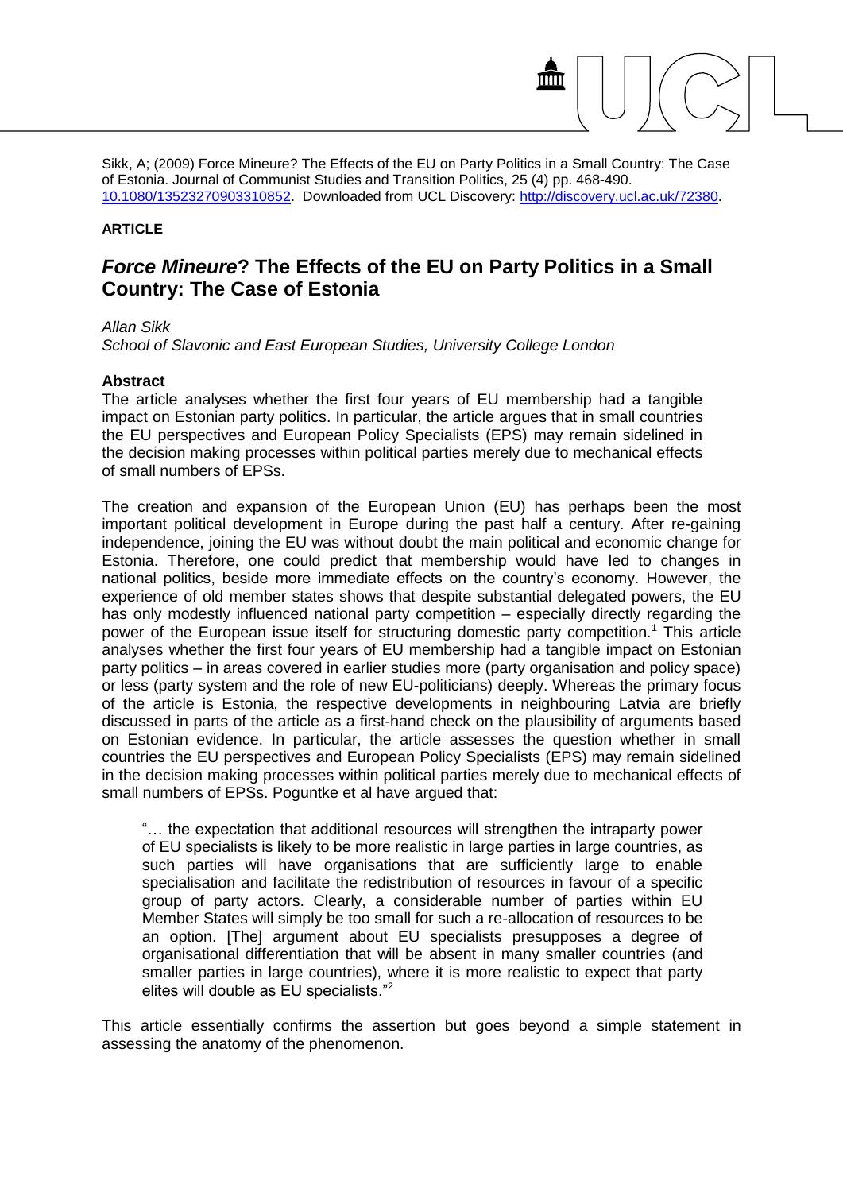Sikk, A; (2009) Force Mineure? The Effects of the EU on Party Politics in a Small Country: The Case of Estonia. Journal of Communist Studies and Transition Politics, 25 (4) pp. 468-490. 10.1080/13523270903310852. Downloaded from UCL Discovery: http://discovery.ucl.ac.uk/72380.

**ARTICLE**

# *Force Mineure*? The Effects of the EU on Party Politics in a Small Country: The Case of Estonia

*Allan Sikk*

*School of Slavonic and East European Studies, University College London*

**Abstract**

The article analyses whether the first four years of EU membership had a tangible impact on Estonian party politics. In particular, the article argues that in small countries the EU perspectives and European Policy Specialists (EPS) may remain sidelined in the decision making processes within political parties merely due to mechanical effects of small numbers of EPSs.

The creation and expansion of the European Union (EU) has perhaps been the most important political development in Europe during the past half a century. After re-gaining independence, joining the EU was without doubt the main political and economic change for Estonia. Therefore, one could predict that membership would have led to changes in national politics, beside more immediate effects on the country's economy. However, the experience of old member states shows that despite substantial delegated powers, the EU has only modestly influenced national party competition – especially directly regarding the power of the European issue itself for structuring domestic party competition.[1] This article analyses whether the first four years of EU membership had a tangible impact on Estonian party politics – in areas covered in earlier studies more (party organisation and policy space) or less (party system and the role of new EU-politicians) deeply. Whereas the primary focus of the article is Estonia, the respective developments in neighbouring Latvia are briefly discussed in parts of the article as a first-hand check on the plausibility of arguments based on Estonian evidence. In particular, the article assesses the question whether in small countries the EU perspectives and European Policy Specialists (EPS) may remain sidelined in the decision making processes within political parties merely due to mechanical effects of small numbers of EPSs. Poguntke et al have argued that:

> "… the expectation that additional resources will strengthen the intraparty power of EU specialists is likely to be more realistic in large parties in large countries, as such parties will have organisations that are sufficiently large to enable specialisation and facilitate the redistribution of resources in favour of a specific group of party actors. Clearly, a considerable number of parties within EU Member States will simply be too small for such a re-allocation of resources to be an option. [The] argument about EU specialists presupposes a degree of organisational differentiation that will be absent in many smaller countries (and smaller parties in large countries), where it is more realistic to expect that party elites will double as EU specialists."[2]

This article essentially confirms the assertion but goes beyond a simple statement in assessing the anatomy of the phenomenon.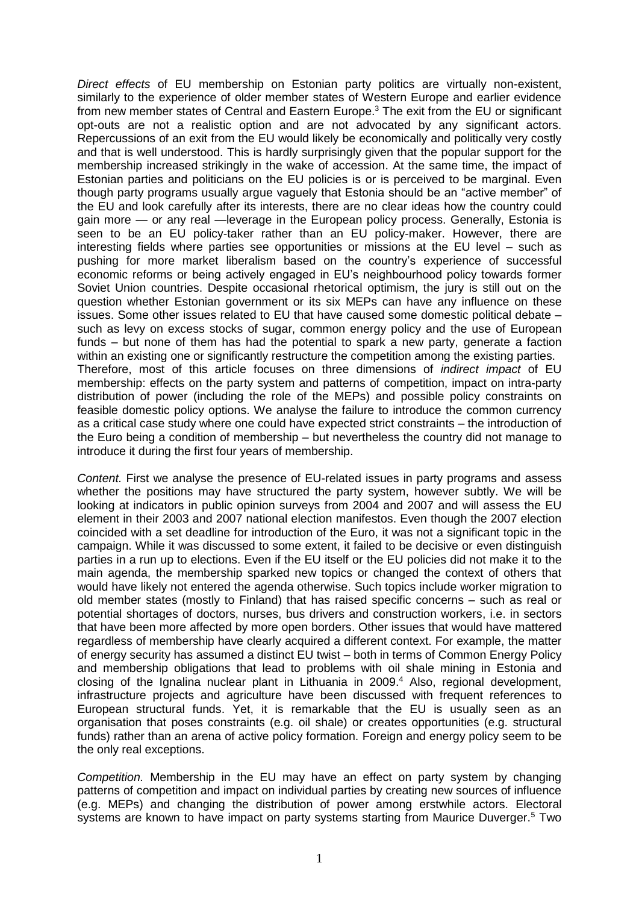*Direct effects* of EU membership on Estonian party politics are virtually non-existent, similarly to the experience of older member states of Western Europe and earlier evidence from new member states of Central and Eastern Europe.[3] The exit from the EU or significant opt-outs are not a realistic option and are not advocated by any significant actors. Repercussions of an exit from the EU would likely be economically and politically very costly and that is well understood. This is hardly surprisingly given that the popular support for the membership increased strikingly in the wake of accession. At the same time, the impact of Estonian parties and politicians on the EU policies is or is perceived to be marginal. Even though party programs usually argue vaguely that Estonia should be an "active member" of the EU and look carefully after its interests, there are no clear ideas how the country could gain more — or any real —leverage in the European policy process. Generally, Estonia is seen to be an EU policy-taker rather than an EU policy-maker. However, there are interesting fields where parties see opportunities or missions at the EU level – such as pushing for more market liberalism based on the country's experience of successful economic reforms or being actively engaged in EU's neighbourhood policy towards former Soviet Union countries. Despite occasional rhetorical optimism, the jury is still out on the question whether Estonian government or its six MEPs can have any influence on these issues. Some other issues related to EU that have caused some domestic political debate – such as levy on excess stocks of sugar, common energy policy and the use of European funds – but none of them has had the potential to spark a new party, generate a faction within an existing one or significantly restructure the competition among the existing parties.
Therefore, most of this article focuses on three dimensions of *indirect impact* of EU membership: effects on the party system and patterns of competition, impact on intra-party distribution of power (including the role of the MEPs) and possible policy constraints on feasible domestic policy options. We analyse the failure to introduce the common currency as a critical case study where one could have expected strict constraints – the introduction of the Euro being a condition of membership – but nevertheless the country did not manage to introduce it during the first four years of membership.

*Content.* First we analyse the presence of EU-related issues in party programs and assess whether the positions may have structured the party system, however subtly. We will be looking at indicators in public opinion surveys from 2004 and 2007 and will assess the EU element in their 2003 and 2007 national election manifestos. Even though the 2007 election coincided with a set deadline for introduction of the Euro, it was not a significant topic in the campaign. While it was discussed to some extent, it failed to be decisive or even distinguish parties in a run up to elections. Even if the EU itself or the EU policies did not make it to the main agenda, the membership sparked new topics or changed the context of others that would have likely not entered the agenda otherwise. Such topics include worker migration to old member states (mostly to Finland) that has raised specific concerns – such as real or potential shortages of doctors, nurses, bus drivers and construction workers, i.e. in sectors that have been more affected by more open borders. Other issues that would have mattered regardless of membership have clearly acquired a different context. For example, the matter of energy security has assumed a distinct EU twist – both in terms of Common Energy Policy and membership obligations that lead to problems with oil shale mining in Estonia and closing of the Ignalina nuclear plant in Lithuania in 2009.[4] Also, regional development, infrastructure projects and agriculture have been discussed with frequent references to European structural funds. Yet, it is remarkable that the EU is usually seen as an organisation that poses constraints (e.g. oil shale) or creates opportunities (e.g. structural funds) rather than an arena of active policy formation. Foreign and energy policy seem to be the only real exceptions.

*Competition.* Membership in the EU may have an effect on party system by changing patterns of competition and impact on individual parties by creating new sources of influence (e.g. MEPs) and changing the distribution of power among erstwhile actors. Electoral systems are known to have impact on party systems starting from Maurice Duverger.[5] Two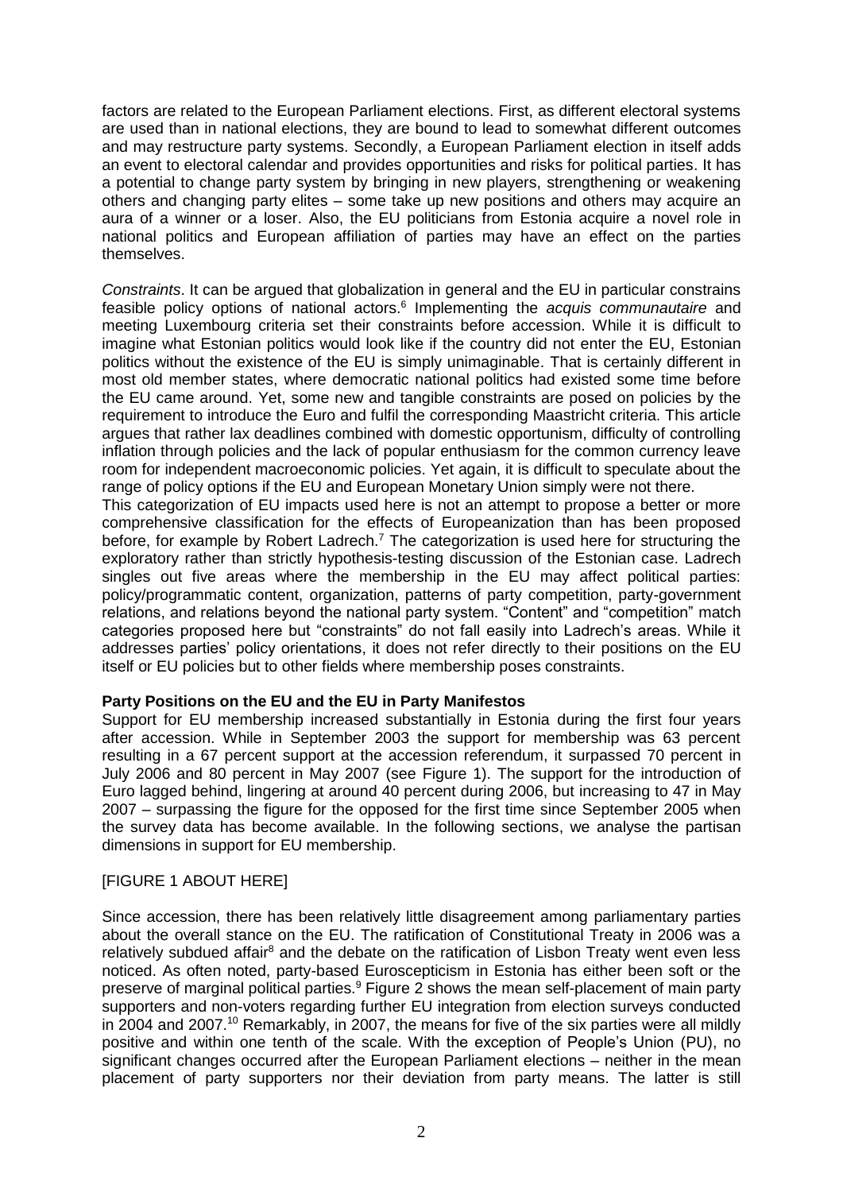factors are related to the European Parliament elections. First, as different electoral systems are used than in national elections, they are bound to lead to somewhat different outcomes and may restructure party systems. Secondly, a European Parliament election in itself adds an event to electoral calendar and provides opportunities and risks for political parties. It has a potential to change party system by bringing in new players, strengthening or weakening others and changing party elites – some take up new positions and others may acquire an aura of a winner or a loser. Also, the EU politicians from Estonia acquire a novel role in national politics and European affiliation of parties may have an effect on the parties themselves.

*Constraints*. It can be argued that globalization in general and the EU in particular constrains feasible policy options of national actors.[6] Implementing the *acquis communautaire* and meeting Luxembourg criteria set their constraints before accession. While it is difficult to imagine what Estonian politics would look like if the country did not enter the EU, Estonian politics without the existence of the EU is simply unimaginable. That is certainly different in most old member states, where democratic national politics had existed some time before the EU came around. Yet, some new and tangible constraints are posed on policies by the requirement to introduce the Euro and fulfil the corresponding Maastricht criteria. This article argues that rather lax deadlines combined with domestic opportunism, difficulty of controlling inflation through policies and the lack of popular enthusiasm for the common currency leave room for independent macroeconomic policies. Yet again, it is difficult to speculate about the range of policy options if the EU and European Monetary Union simply were not there.

This categorization of EU impacts used here is not an attempt to propose a better or more comprehensive classification for the effects of Europeanization than has been proposed before, for example by Robert Ladrech.[7] The categorization is used here for structuring the exploratory rather than strictly hypothesis-testing discussion of the Estonian case. Ladrech singles out five areas where the membership in the EU may affect political parties: policy/programmatic content, organization, patterns of party competition, party-government relations, and relations beyond the national party system. "Content" and "competition" match categories proposed here but "constraints" do not fall easily into Ladrech's areas. While it addresses parties' policy orientations, it does not refer directly to their positions on the EU itself or EU policies but to other fields where membership poses constraints.

**Party Positions on the EU and the EU in Party Manifestos**

Support for EU membership increased substantially in Estonia during the first four years after accession. While in September 2003 the support for membership was 63 percent resulting in a 67 percent support at the accession referendum, it surpassed 70 percent in July 2006 and 80 percent in May 2007 (see Figure 1). The support for the introduction of Euro lagged behind, lingering at around 40 percent during 2006, but increasing to 47 in May 2007 – surpassing the figure for the opposed for the first time since September 2005 when the survey data has become available. In the following sections, we analyse the partisan dimensions in support for EU membership.

[FIGURE 1 ABOUT HERE]

Since accession, there has been relatively little disagreement among parliamentary parties about the overall stance on the EU. The ratification of Constitutional Treaty in 2006 was a relatively subdued affair[8] and the debate on the ratification of Lisbon Treaty went even less noticed. As often noted, party-based Euroscepticism in Estonia has either been soft or the preserve of marginal political parties.[9] Figure 2 shows the mean self-placement of main party supporters and non-voters regarding further EU integration from election surveys conducted in 2004 and 2007.[10] Remarkably, in 2007, the means for five of the six parties were all mildly positive and within one tenth of the scale. With the exception of People's Union (PU), no significant changes occurred after the European Parliament elections – neither in the mean placement of party supporters nor their deviation from party means. The latter is still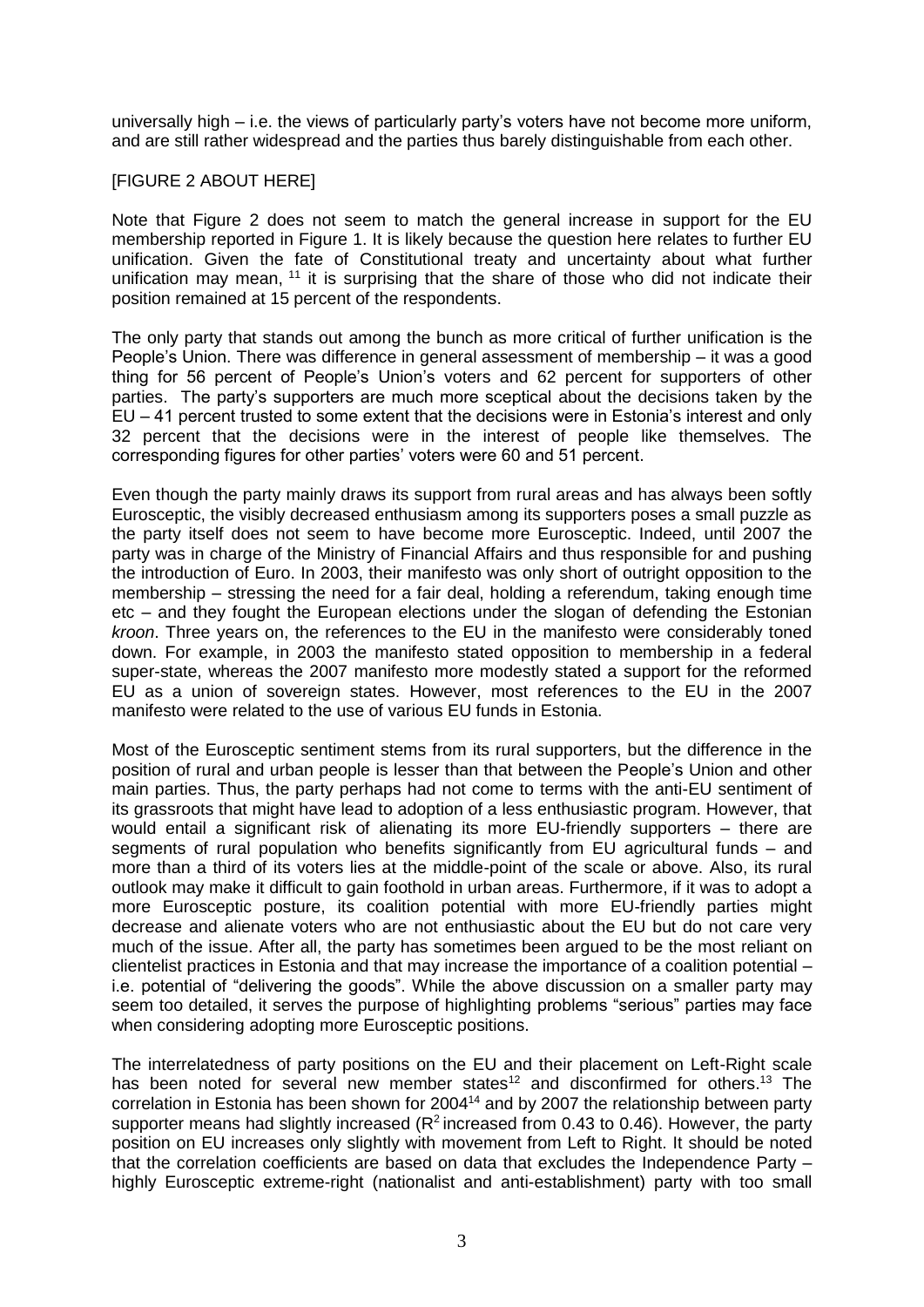universally high – i.e. the views of particularly party's voters have not become more uniform, and are still rather widespread and the parties thus barely distinguishable from each other.

[FIGURE 2 ABOUT HERE]

Note that Figure 2 does not seem to match the general increase in support for the EU membership reported in Figure 1. It is likely because the question here relates to further EU unification. Given the fate of Constitutional treaty and uncertainty about what further unification may mean, [11] it is surprising that the share of those who did not indicate their position remained at 15 percent of the respondents.

The only party that stands out among the bunch as more critical of further unification is the People's Union. There was difference in general assessment of membership – it was a good thing for 56 percent of People's Union's voters and 62 percent for supporters of other parties. The party's supporters are much more sceptical about the decisions taken by the EU – 41 percent trusted to some extent that the decisions were in Estonia's interest and only 32 percent that the decisions were in the interest of people like themselves. The corresponding figures for other parties' voters were 60 and 51 percent.

Even though the party mainly draws its support from rural areas and has always been softly Eurosceptic, the visibly decreased enthusiasm among its supporters poses a small puzzle as the party itself does not seem to have become more Eurosceptic. Indeed, until 2007 the party was in charge of the Ministry of Financial Affairs and thus responsible for and pushing the introduction of Euro. In 2003, their manifesto was only short of outright opposition to the membership – stressing the need for a fair deal, holding a referendum, taking enough time etc – and they fought the European elections under the slogan of defending the Estonian *kroon*. Three years on, the references to the EU in the manifesto were considerably toned down. For example, in 2003 the manifesto stated opposition to membership in a federal super-state, whereas the 2007 manifesto more modestly stated a support for the reformed EU as a union of sovereign states. However, most references to the EU in the 2007 manifesto were related to the use of various EU funds in Estonia.

Most of the Eurosceptic sentiment stems from its rural supporters, but the difference in the position of rural and urban people is lesser than that between the People's Union and other main parties. Thus, the party perhaps had not come to terms with the anti-EU sentiment of its grassroots that might have lead to adoption of a less enthusiastic program. However, that would entail a significant risk of alienating its more EU-friendly supporters – there are segments of rural population who benefits significantly from EU agricultural funds – and more than a third of its voters lies at the middle-point of the scale or above. Also, its rural outlook may make it difficult to gain foothold in urban areas. Furthermore, if it was to adopt a more Eurosceptic posture, its coalition potential with more EU-friendly parties might decrease and alienate voters who are not enthusiastic about the EU but do not care very much of the issue. After all, the party has sometimes been argued to be the most reliant on clientelist practices in Estonia and that may increase the importance of a coalition potential – i.e. potential of "delivering the goods". While the above discussion on a smaller party may seem too detailed, it serves the purpose of highlighting problems "serious" parties may face when considering adopting more Eurosceptic positions.

The interrelatedness of party positions on the EU and their placement on Left-Right scale has been noted for several new member states[12] and disconfirmed for others.[13] The correlation in Estonia has been shown for 2004[14] and by 2007 the relationship between party supporter means had slightly increased ($R^2$ increased from 0.43 to 0.46). However, the party position on EU increases only slightly with movement from Left to Right. It should be noted that the correlation coefficients are based on data that excludes the Independence Party – highly Eurosceptic extreme-right (nationalist and anti-establishment) party with too small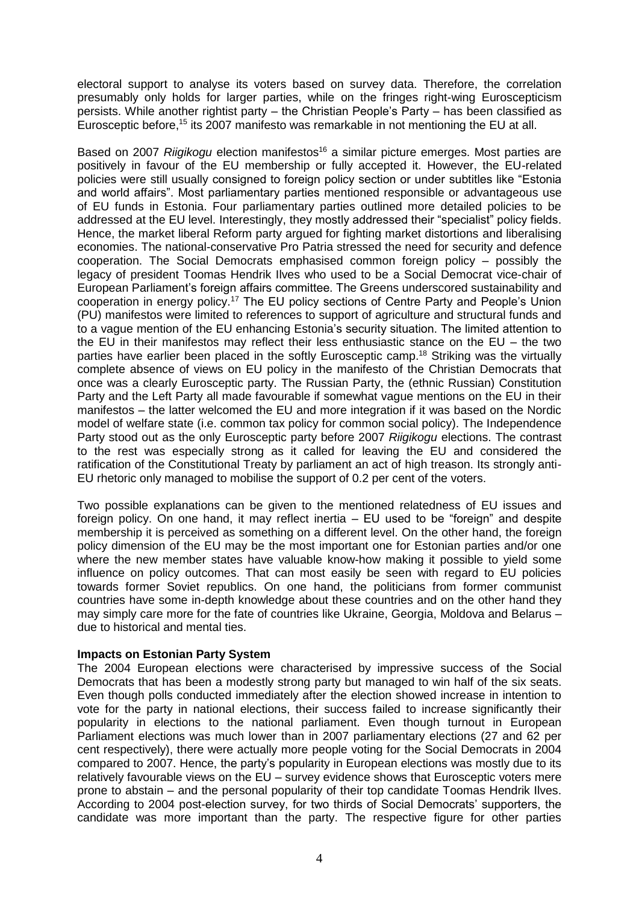electoral support to analyse its voters based on survey data. Therefore, the correlation presumably only holds for larger parties, while on the fringes right-wing Euroscepticism persists. While another rightist party – the Christian People's Party – has been classified as Eurosceptic before,[15] its 2007 manifesto was remarkable in not mentioning the EU at all.

Based on 2007 *Riigikogu* election manifestos[16] a similar picture emerges. Most parties are positively in favour of the EU membership or fully accepted it. However, the EU-related policies were still usually consigned to foreign policy section or under subtitles like "Estonia and world affairs". Most parliamentary parties mentioned responsible or advantageous use of EU funds in Estonia. Four parliamentary parties outlined more detailed policies to be addressed at the EU level. Interestingly, they mostly addressed their "specialist" policy fields. Hence, the market liberal Reform party argued for fighting market distortions and liberalising economies. The national-conservative Pro Patria stressed the need for security and defence cooperation. The Social Democrats emphasised common foreign policy – possibly the legacy of president Toomas Hendrik Ilves who used to be a Social Democrat vice-chair of European Parliament's foreign affairs committee. The Greens underscored sustainability and cooperation in energy policy.[17] The EU policy sections of Centre Party and People's Union (PU) manifestos were limited to references to support of agriculture and structural funds and to a vague mention of the EU enhancing Estonia's security situation. The limited attention to the EU in their manifestos may reflect their less enthusiastic stance on the EU – the two parties have earlier been placed in the softly Eurosceptic camp.[18] Striking was the virtually complete absence of views on EU policy in the manifesto of the Christian Democrats that once was a clearly Eurosceptic party. The Russian Party, the (ethnic Russian) Constitution Party and the Left Party all made favourable if somewhat vague mentions on the EU in their manifestos – the latter welcomed the EU and more integration if it was based on the Nordic model of welfare state (i.e. common tax policy for common social policy). The Independence Party stood out as the only Eurosceptic party before 2007 *Riigikogu* elections. The contrast to the rest was especially strong as it called for leaving the EU and considered the ratification of the Constitutional Treaty by parliament an act of high treason. Its strongly anti-EU rhetoric only managed to mobilise the support of 0.2 per cent of the voters.

Two possible explanations can be given to the mentioned relatedness of EU issues and foreign policy. On one hand, it may reflect inertia – EU used to be "foreign" and despite membership it is perceived as something on a different level. On the other hand, the foreign policy dimension of the EU may be the most important one for Estonian parties and/or one where the new member states have valuable know-how making it possible to yield some influence on policy outcomes. That can most easily be seen with regard to EU policies towards former Soviet republics. On one hand, the politicians from former communist countries have some in-depth knowledge about these countries and on the other hand they may simply care more for the fate of countries like Ukraine, Georgia, Moldova and Belarus – due to historical and mental ties.

**Impacts on Estonian Party System**

The 2004 European elections were characterised by impressive success of the Social Democrats that has been a modestly strong party but managed to win half of the six seats. Even though polls conducted immediately after the election showed increase in intention to vote for the party in national elections, their success failed to increase significantly their popularity in elections to the national parliament. Even though turnout in European Parliament elections was much lower than in 2007 parliamentary elections (27 and 62 per cent respectively), there were actually more people voting for the Social Democrats in 2004 compared to 2007. Hence, the party's popularity in European elections was mostly due to its relatively favourable views on the EU – survey evidence shows that Eurosceptic voters mere prone to abstain – and the personal popularity of their top candidate Toomas Hendrik Ilves. According to 2004 post-election survey, for two thirds of Social Democrats' supporters, the candidate was more important than the party. The respective figure for other parties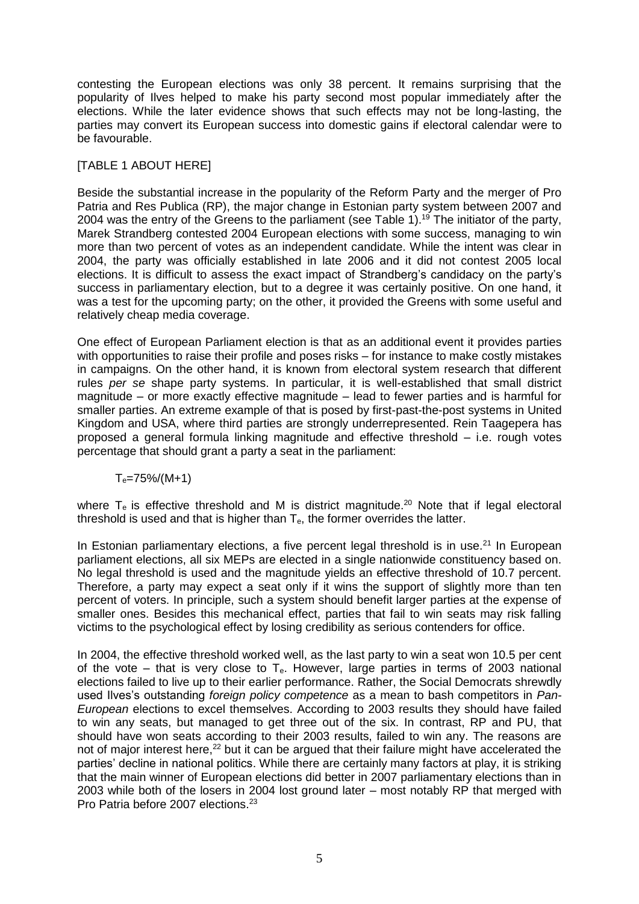contesting the European elections was only 38 percent. It remains surprising that the popularity of Ilves helped to make his party second most popular immediately after the elections. While the later evidence shows that such effects may not be long-lasting, the parties may convert its European success into domestic gains if electoral calendar were to be favourable.

[TABLE 1 ABOUT HERE]

Beside the substantial increase in the popularity of the Reform Party and the merger of Pro Patria and Res Publica (RP), the major change in Estonian party system between 2007 and 2004 was the entry of the Greens to the parliament (see Table 1).[19] The initiator of the party, Marek Strandberg contested 2004 European elections with some success, managing to win more than two percent of votes as an independent candidate. While the intent was clear in 2004, the party was officially established in late 2006 and it did not contest 2005 local elections. It is difficult to assess the exact impact of Strandberg's candidacy on the party's success in parliamentary election, but to a degree it was certainly positive. On one hand, it was a test for the upcoming party; on the other, it provided the Greens with some useful and relatively cheap media coverage.

One effect of European Parliament election is that as an additional event it provides parties with opportunities to raise their profile and poses risks – for instance to make costly mistakes in campaigns. On the other hand, it is known from electoral system research that different rules *per se* shape party systems. In particular, it is well-established that small district magnitude – or more exactly effective magnitude – lead to fewer parties and is harmful for smaller parties. An extreme example of that is posed by first-past-the-post systems in United Kingdom and USA, where third parties are strongly underrepresented. Rein Taagepera has proposed a general formula linking magnitude and effective threshold – i.e. rough votes percentage that should grant a party a seat in the parliament:

$$T_e=75\%/(M+1)$$

where $T_e$ is effective threshold and M is district magnitude.[20] Note that if legal electoral threshold is used and that is higher than $T_e$, the former overrides the latter.

In Estonian parliamentary elections, a five percent legal threshold is in use.[21] In European parliament elections, all six MEPs are elected in a single nationwide constituency based on. No legal threshold is used and the magnitude yields an effective threshold of 10.7 percent. Therefore, a party may expect a seat only if it wins the support of slightly more than ten percent of voters. In principle, such a system should benefit larger parties at the expense of smaller ones. Besides this mechanical effect, parties that fail to win seats may risk falling victims to the psychological effect by losing credibility as serious contenders for office.

In 2004, the effective threshold worked well, as the last party to win a seat won 10.5 per cent of the vote – that is very close to $T_e$. However, large parties in terms of 2003 national elections failed to live up to their earlier performance. Rather, the Social Democrats shrewdly used Ilves's outstanding *foreign policy competence* as a mean to bash competitors in *Pan-European* elections to excel themselves. According to 2003 results they should have failed to win any seats, but managed to get three out of the six. In contrast, RP and PU, that should have won seats according to their 2003 results, failed to win any. The reasons are not of major interest here,[22] but it can be argued that their failure might have accelerated the parties' decline in national politics. While there are certainly many factors at play, it is striking that the main winner of European elections did better in 2007 parliamentary elections than in 2003 while both of the losers in 2004 lost ground later – most notably RP that merged with Pro Patria before 2007 elections.[23]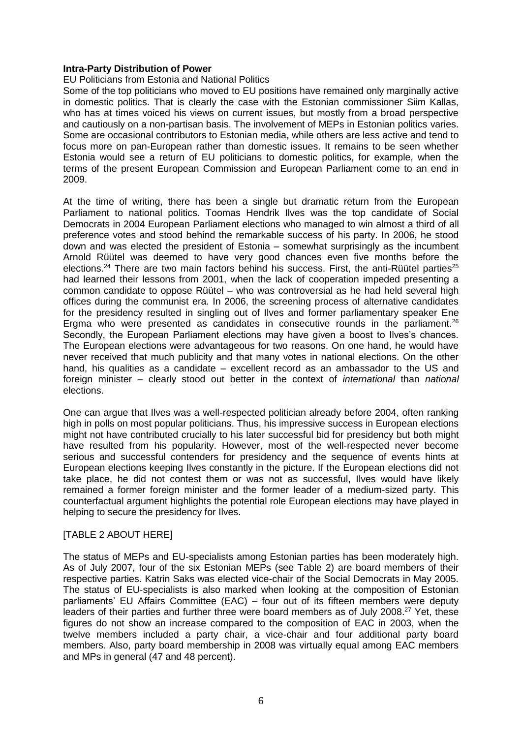**Intra-Party Distribution of Power**

EU Politicians from Estonia and National Politics

Some of the top politicians who moved to EU positions have remained only marginally active in domestic politics. That is clearly the case with the Estonian commissioner Siim Kallas, who has at times voiced his views on current issues, but mostly from a broad perspective and cautiously on a non-partisan basis. The involvement of MEPs in Estonian politics varies. Some are occasional contributors to Estonian media, while others are less active and tend to focus more on pan-European rather than domestic issues. It remains to be seen whether Estonia would see a return of EU politicians to domestic politics, for example, when the terms of the present European Commission and European Parliament come to an end in 2009.

At the time of writing, there has been a single but dramatic return from the European Parliament to national politics. Toomas Hendrik Ilves was the top candidate of Social Democrats in 2004 European Parliament elections who managed to win almost a third of all preference votes and stood behind the remarkable success of his party. In 2006, he stood down and was elected the president of Estonia – somewhat surprisingly as the incumbent Arnold Rüütel was deemed to have very good chances even five months before the elections.[24] There are two main factors behind his success. First, the anti-Rüütel parties[25] had learned their lessons from 2001, when the lack of cooperation impeded presenting a common candidate to oppose Rüütel – who was controversial as he had held several high offices during the communist era. In 2006, the screening process of alternative candidates for the presidency resulted in singling out of Ilves and former parliamentary speaker Ene Ergma who were presented as candidates in consecutive rounds in the parliament.[26] Secondly, the European Parliament elections may have given a boost to Ilves's chances. The European elections were advantageous for two reasons. On one hand, he would have never received that much publicity and that many votes in national elections. On the other hand, his qualities as a candidate – excellent record as an ambassador to the US and foreign minister – clearly stood out better in the context of *international* than *national* elections.

One can argue that Ilves was a well-respected politician already before 2004, often ranking high in polls on most popular politicians. Thus, his impressive success in European elections might not have contributed crucially to his later successful bid for presidency but both might have resulted from his popularity. However, most of the well-respected never become serious and successful contenders for presidency and the sequence of events hints at European elections keeping Ilves constantly in the picture. If the European elections did not take place, he did not contest them or was not as successful, Ilves would have likely remained a former foreign minister and the former leader of a medium-sized party. This counterfactual argument highlights the potential role European elections may have played in helping to secure the presidency for Ilves.

[TABLE 2 ABOUT HERE]

The status of MEPs and EU-specialists among Estonian parties has been moderately high. As of July 2007, four of the six Estonian MEPs (see Table 2) are board members of their respective parties. Katrin Saks was elected vice-chair of the Social Democrats in May 2005. The status of EU-specialists is also marked when looking at the composition of Estonian parliaments' EU Affairs Committee (EAC) – four out of its fifteen members were deputy leaders of their parties and further three were board members as of July 2008.[27] Yet, these figures do not show an increase compared to the composition of EAC in 2003, when the twelve members included a party chair, a vice-chair and four additional party board members. Also, party board membership in 2008 was virtually equal among EAC members and MPs in general (47 and 48 percent).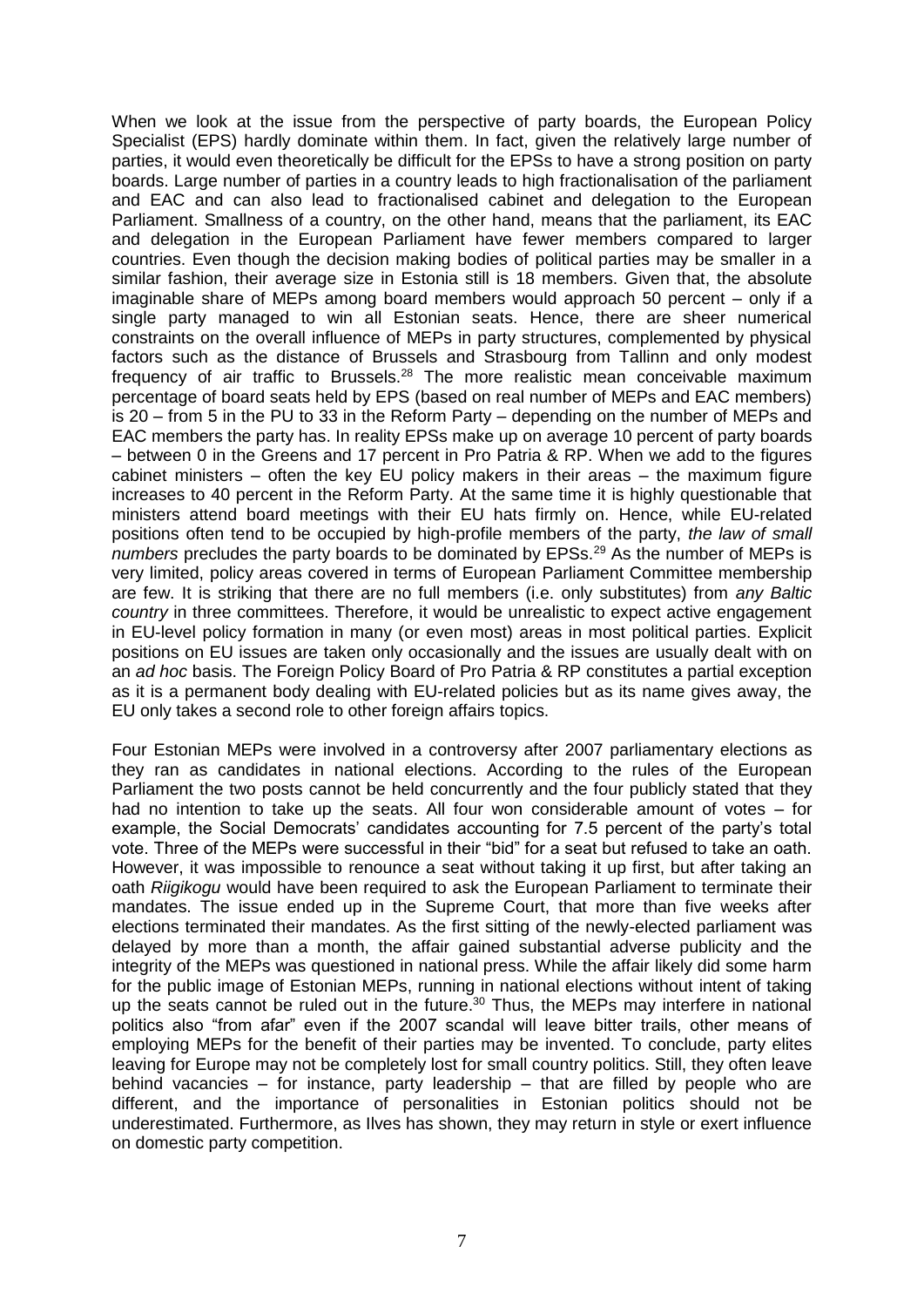When we look at the issue from the perspective of party boards, the European Policy Specialist (EPS) hardly dominate within them. In fact, given the relatively large number of parties, it would even theoretically be difficult for the EPSs to have a strong position on party boards. Large number of parties in a country leads to high fractionalisation of the parliament and EAC and can also lead to fractionalised cabinet and delegation to the European Parliament. Smallness of a country, on the other hand, means that the parliament, its EAC and delegation in the European Parliament have fewer members compared to larger countries. Even though the decision making bodies of political parties may be smaller in a similar fashion, their average size in Estonia still is 18 members. Given that, the absolute imaginable share of MEPs among board members would approach 50 percent – only if a single party managed to win all Estonian seats. Hence, there are sheer numerical constraints on the overall influence of MEPs in party structures, complemented by physical factors such as the distance of Brussels and Strasbourg from Tallinn and only modest frequency of air traffic to Brussels.[28] The more realistic mean conceivable maximum percentage of board seats held by EPS (based on real number of MEPs and EAC members) is 20 – from 5 in the PU to 33 in the Reform Party – depending on the number of MEPs and EAC members the party has. In reality EPSs make up on average 10 percent of party boards – between 0 in the Greens and 17 percent in Pro Patria & RP. When we add to the figures cabinet ministers – often the key EU policy makers in their areas – the maximum figure increases to 40 percent in the Reform Party. At the same time it is highly questionable that ministers attend board meetings with their EU hats firmly on. Hence, while EU-related positions often tend to be occupied by high-profile members of the party, *the law of small numbers* precludes the party boards to be dominated by EPSs.[29] As the number of MEPs is very limited, policy areas covered in terms of European Parliament Committee membership are few. It is striking that there are no full members (i.e. only substitutes) from *any Baltic country* in three committees. Therefore, it would be unrealistic to expect active engagement in EU-level policy formation in many (or even most) areas in most political parties. Explicit positions on EU issues are taken only occasionally and the issues are usually dealt with on an *ad hoc* basis. The Foreign Policy Board of Pro Patria & RP constitutes a partial exception as it is a permanent body dealing with EU-related policies but as its name gives away, the EU only takes a second role to other foreign affairs topics.

Four Estonian MEPs were involved in a controversy after 2007 parliamentary elections as they ran as candidates in national elections. According to the rules of the European Parliament the two posts cannot be held concurrently and the four publicly stated that they had no intention to take up the seats. All four won considerable amount of votes – for example, the Social Democrats' candidates accounting for 7.5 percent of the party's total vote. Three of the MEPs were successful in their "bid" for a seat but refused to take an oath. However, it was impossible to renounce a seat without taking it up first, but after taking an oath *Riigikogu* would have been required to ask the European Parliament to terminate their mandates. The issue ended up in the Supreme Court, that more than five weeks after elections terminated their mandates. As the first sitting of the newly-elected parliament was delayed by more than a month, the affair gained substantial adverse publicity and the integrity of the MEPs was questioned in national press. While the affair likely did some harm for the public image of Estonian MEPs, running in national elections without intent of taking up the seats cannot be ruled out in the future.[30] Thus, the MEPs may interfere in national politics also "from afar" even if the 2007 scandal will leave bitter trails, other means of employing MEPs for the benefit of their parties may be invented. To conclude, party elites leaving for Europe may not be completely lost for small country politics. Still, they often leave behind vacancies – for instance, party leadership – that are filled by people who are different, and the importance of personalities in Estonian politics should not be underestimated. Furthermore, as Ilves has shown, they may return in style or exert influence on domestic party competition.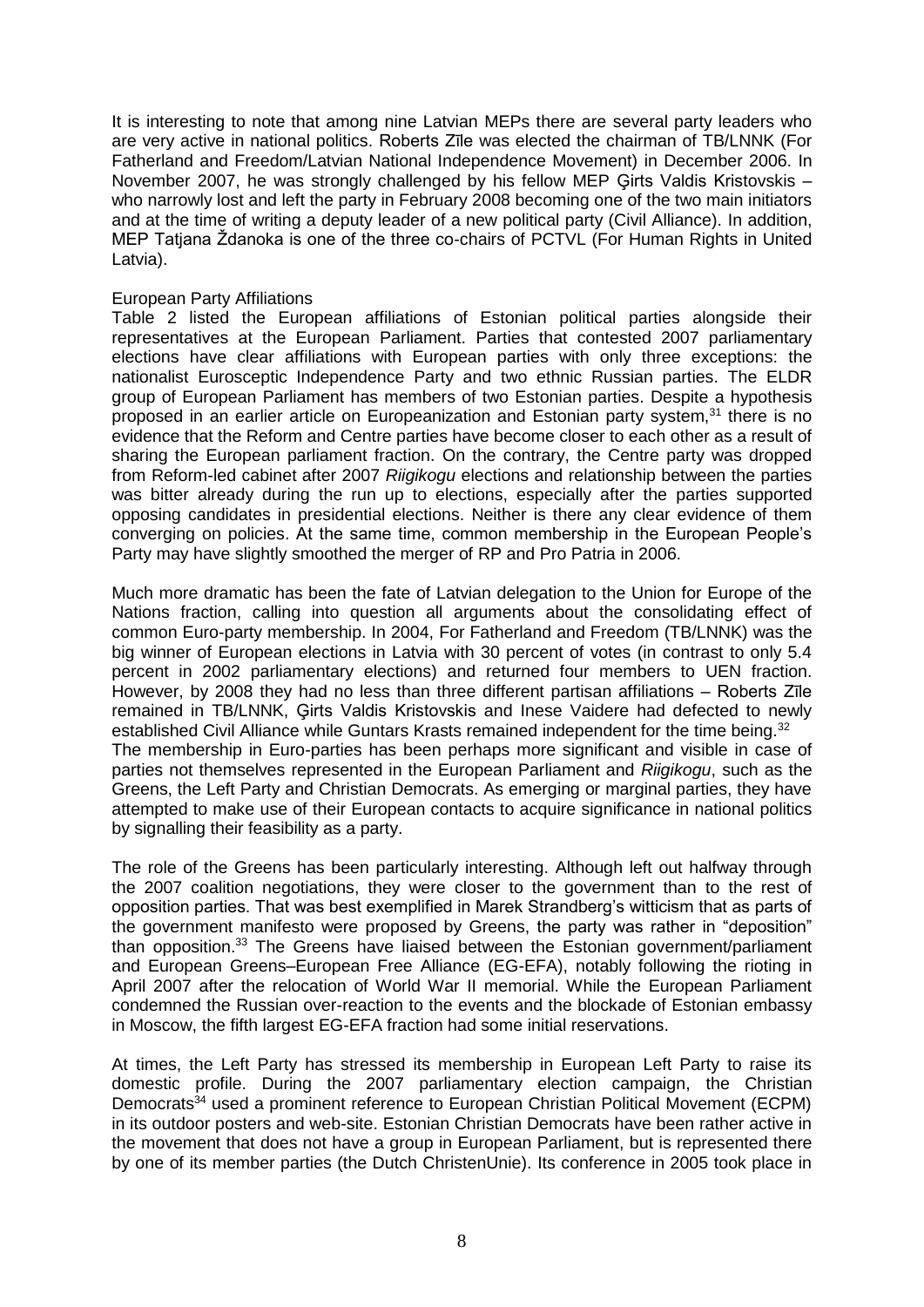It is interesting to note that among nine Latvian MEPs there are several party leaders who are very active in national politics. Roberts Zīle was elected the chairman of TB/LNNK (For Fatherland and Freedom/Latvian National Independence Movement) in December 2006. In November 2007, he was strongly challenged by his fellow MEP Ģirts Valdis Kristovskis – who narrowly lost and left the party in February 2008 becoming one of the two main initiators and at the time of writing a deputy leader of a new political party (Civil Alliance). In addition, MEP Tatjana Ždanoka is one of the three co-chairs of PCTVL (For Human Rights in United Latvia).

European Party Affiliations

Table 2 listed the European affiliations of Estonian political parties alongside their representatives at the European Parliament. Parties that contested 2007 parliamentary elections have clear affiliations with European parties with only three exceptions: the nationalist Eurosceptic Independence Party and two ethnic Russian parties. The ELDR group of European Parliament has members of two Estonian parties. Despite a hypothesis proposed in an earlier article on Europeanization and Estonian party system,[31] there is no evidence that the Reform and Centre parties have become closer to each other as a result of sharing the European parliament fraction. On the contrary, the Centre party was dropped from Reform-led cabinet after 2007 *Riigikogu* elections and relationship between the parties was bitter already during the run up to elections, especially after the parties supported opposing candidates in presidential elections. Neither is there any clear evidence of them converging on policies. At the same time, common membership in the European People's Party may have slightly smoothed the merger of RP and Pro Patria in 2006.

Much more dramatic has been the fate of Latvian delegation to the Union for Europe of the Nations fraction, calling into question all arguments about the consolidating effect of common Euro-party membership. In 2004, For Fatherland and Freedom (TB/LNNK) was the big winner of European elections in Latvia with 30 percent of votes (in contrast to only 5.4 percent in 2002 parliamentary elections) and returned four members to UEN fraction. However, by 2008 they had no less than three different partisan affiliations – Roberts Zīle remained in TB/LNNK, Ģirts Valdis Kristovskis and Inese Vaidere had defected to newly established Civil Alliance while Guntars Krasts remained independent for the time being.[32]

The membership in Euro-parties has been perhaps more significant and visible in case of parties not themselves represented in the European Parliament and *Riigikogu*, such as the Greens, the Left Party and Christian Democrats. As emerging or marginal parties, they have attempted to make use of their European contacts to acquire significance in national politics by signalling their feasibility as a party.

The role of the Greens has been particularly interesting. Although left out halfway through the 2007 coalition negotiations, they were closer to the government than to the rest of opposition parties. That was best exemplified in Marek Strandberg's witticism that as parts of the government manifesto were proposed by Greens, the party was rather in "deposition" than opposition.[33] The Greens have liaised between the Estonian government/parliament and European Greens–European Free Alliance (EG-EFA), notably following the rioting in April 2007 after the relocation of World War II memorial. While the European Parliament condemned the Russian over-reaction to the events and the blockade of Estonian embassy in Moscow, the fifth largest EG-EFA fraction had some initial reservations.

At times, the Left Party has stressed its membership in European Left Party to raise its domestic profile. During the 2007 parliamentary election campaign, the Christian Democrats[34] used a prominent reference to European Christian Political Movement (ECPM) in its outdoor posters and web-site. Estonian Christian Democrats have been rather active in the movement that does not have a group in European Parliament, but is represented there by one of its member parties (the Dutch ChristenUnie). Its conference in 2005 took place in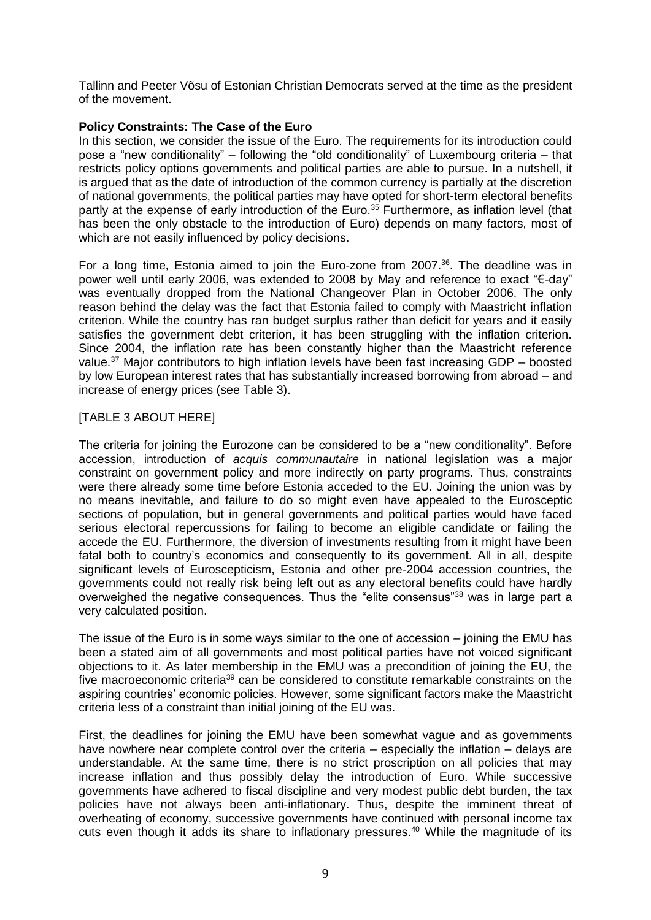Tallinn and Peeter Võsu of Estonian Christian Democrats served at the time as the president of the movement.

**Policy Constraints: The Case of the Euro**

In this section, we consider the issue of the Euro. The requirements for its introduction could pose a "new conditionality" – following the "old conditionality" of Luxembourg criteria – that restricts policy options governments and political parties are able to pursue. In a nutshell, it is argued that as the date of introduction of the common currency is partially at the discretion of national governments, the political parties may have opted for short-term electoral benefits partly at the expense of early introduction of the Euro.[35] Furthermore, as inflation level (that has been the only obstacle to the introduction of Euro) depends on many factors, most of which are not easily influenced by policy decisions.

For a long time, Estonia aimed to join the Euro-zone from 2007.[36]. The deadline was in power well until early 2006, was extended to 2008 by May and reference to exact "€-day" was eventually dropped from the National Changeover Plan in October 2006. The only reason behind the delay was the fact that Estonia failed to comply with Maastricht inflation criterion. While the country has ran budget surplus rather than deficit for years and it easily satisfies the government debt criterion, it has been struggling with the inflation criterion. Since 2004, the inflation rate has been constantly higher than the Maastricht reference value.[37] Major contributors to high inflation levels have been fast increasing GDP – boosted by low European interest rates that has substantially increased borrowing from abroad – and increase of energy prices (see Table 3).

[TABLE 3 ABOUT HERE]

The criteria for joining the Eurozone can be considered to be a "new conditionality". Before accession, introduction of *acquis communautaire* in national legislation was a major constraint on government policy and more indirectly on party programs. Thus, constraints were there already some time before Estonia acceded to the EU. Joining the union was by no means inevitable, and failure to do so might even have appealed to the Eurosceptic sections of population, but in general governments and political parties would have faced serious electoral repercussions for failing to become an eligible candidate or failing the accede the EU. Furthermore, the diversion of investments resulting from it might have been fatal both to country's economics and consequently to its government. All in all, despite significant levels of Euroscepticism, Estonia and other pre-2004 accession countries, the governments could not really risk being left out as any electoral benefits could have hardly overweighed the negative consequences. Thus the "elite consensus"[38] was in large part a very calculated position.

The issue of the Euro is in some ways similar to the one of accession – joining the EMU has been a stated aim of all governments and most political parties have not voiced significant objections to it. As later membership in the EMU was a precondition of joining the EU, the five macroeconomic criteria[39] can be considered to constitute remarkable constraints on the aspiring countries' economic policies. However, some significant factors make the Maastricht criteria less of a constraint than initial joining of the EU was.

First, the deadlines for joining the EMU have been somewhat vague and as governments have nowhere near complete control over the criteria – especially the inflation – delays are understandable. At the same time, there is no strict proscription on all policies that may increase inflation and thus possibly delay the introduction of Euro. While successive governments have adhered to fiscal discipline and very modest public debt burden, the tax policies have not always been anti-inflationary. Thus, despite the imminent threat of overheating of economy, successive governments have continued with personal income tax cuts even though it adds its share to inflationary pressures.[40] While the magnitude of its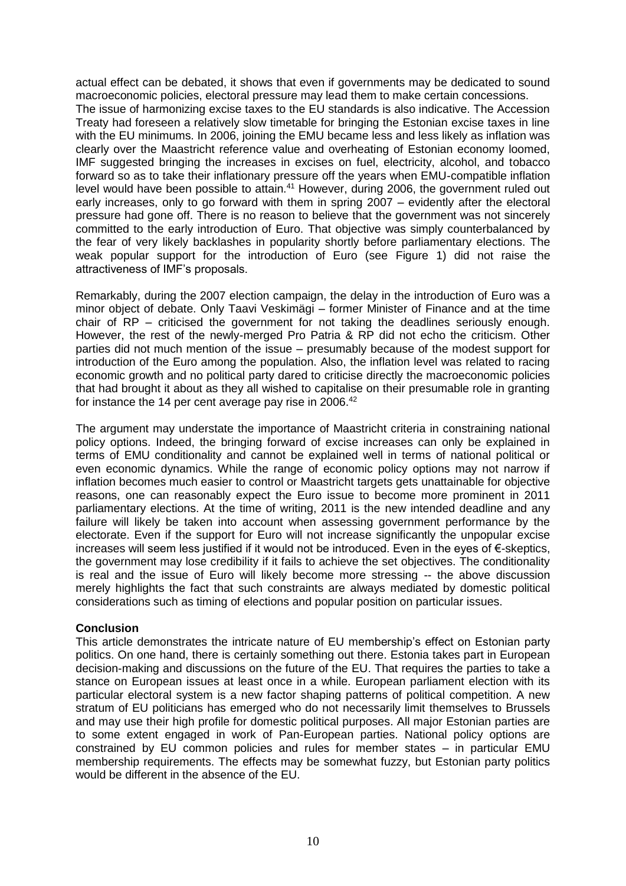actual effect can be debated, it shows that even if governments may be dedicated to sound macroeconomic policies, electoral pressure may lead them to make certain concessions.

The issue of harmonizing excise taxes to the EU standards is also indicative. The Accession Treaty had foreseen a relatively slow timetable for bringing the Estonian excise taxes in line with the EU minimums. In 2006, joining the EMU became less and less likely as inflation was clearly over the Maastricht reference value and overheating of Estonian economy loomed, IMF suggested bringing the increases in excises on fuel, electricity, alcohol, and tobacco forward so as to take their inflationary pressure off the years when EMU-compatible inflation level would have been possible to attain.[41] However, during 2006, the government ruled out early increases, only to go forward with them in spring 2007 – evidently after the electoral pressure had gone off. There is no reason to believe that the government was not sincerely committed to the early introduction of Euro. That objective was simply counterbalanced by the fear of very likely backlashes in popularity shortly before parliamentary elections. The weak popular support for the introduction of Euro (see Figure 1) did not raise the attractiveness of IMF's proposals.

Remarkably, during the 2007 election campaign, the delay in the introduction of Euro was a minor object of debate. Only Taavi Veskimägi – former Minister of Finance and at the time chair of RP – criticised the government for not taking the deadlines seriously enough. However, the rest of the newly-merged Pro Patria & RP did not echo the criticism. Other parties did not much mention of the issue – presumably because of the modest support for introduction of the Euro among the population. Also, the inflation level was related to racing economic growth and no political party dared to criticise directly the macroeconomic policies that had brought it about as they all wished to capitalise on their presumable role in granting for instance the 14 per cent average pay rise in 2006.[42]

The argument may understate the importance of Maastricht criteria in constraining national policy options. Indeed, the bringing forward of excise increases can only be explained in terms of EMU conditionality and cannot be explained well in terms of national political or even economic dynamics. While the range of economic policy options may not narrow if inflation becomes much easier to control or Maastricht targets gets unattainable for objective reasons, one can reasonably expect the Euro issue to become more prominent in 2011 parliamentary elections. At the time of writing, 2011 is the new intended deadline and any failure will likely be taken into account when assessing government performance by the electorate. Even if the support for Euro will not increase significantly the unpopular excise increases will seem less justified if it would not be introduced. Even in the eyes of €-skeptics, the government may lose credibility if it fails to achieve the set objectives. The conditionality is real and the issue of Euro will likely become more stressing -- the above discussion merely highlights the fact that such constraints are always mediated by domestic political considerations such as timing of elections and popular position on particular issues.

## Conclusion

This article demonstrates the intricate nature of EU membership's effect on Estonian party politics. On one hand, there is certainly something out there. Estonia takes part in European decision-making and discussions on the future of the EU. That requires the parties to take a stance on European issues at least once in a while. European parliament election with its particular electoral system is a new factor shaping patterns of political competition. A new stratum of EU politicians has emerged who do not necessarily limit themselves to Brussels and may use their high profile for domestic political purposes. All major Estonian parties are to some extent engaged in work of Pan-European parties. National policy options are constrained by EU common policies and rules for member states – in particular EMU membership requirements. The effects may be somewhat fuzzy, but Estonian party politics would be different in the absence of the EU.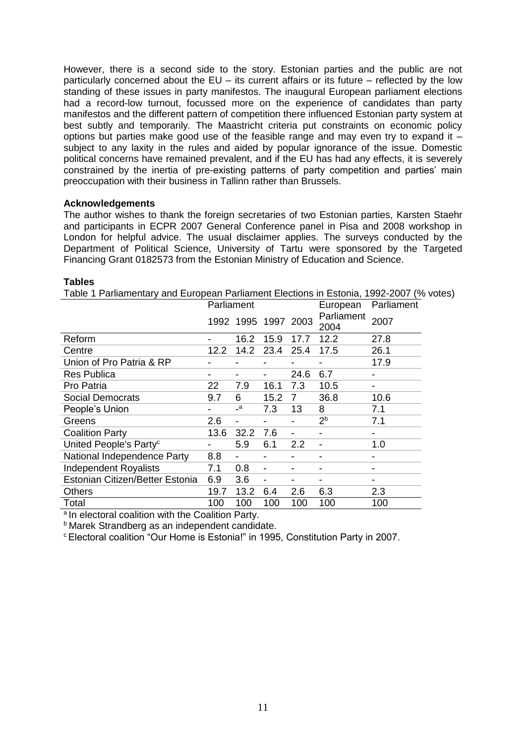However, there is a second side to the story. Estonian parties and the public are not particularly concerned about the EU – its current affairs or its future – reflected by the low standing of these issues in party manifestos. The inaugural European parliament elections had a record-low turnout, focussed more on the experience of candidates than party manifestos and the different pattern of competition there influenced Estonian party system at best subtly and temporarily. The Maastricht criteria put constraints on economic policy options but parties make good use of the feasible range and may even try to expand it – subject to any laxity in the rules and aided by popular ignorance of the issue. Domestic political concerns have remained prevalent, and if the EU has had any effects, it is severely constrained by the inertia of pre-existing patterns of party competition and parties' main preoccupation with their business in Tallinn rather than Brussels.

**Acknowledgements**

The author wishes to thank the foreign secretaries of two Estonian parties, Karsten Staehr and participants in ECPR 2007 General Conference panel in Pisa and 2008 workshop in London for helpful advice. The usual disclaimer applies. The surveys conducted by the Department of Political Science, University of Tartu were sponsored by the Targeted Financing Grant 0182573 from the Estonian Ministry of Education and Science.

**Tables**

Table 1 Parliamentary and European Parliament Elections in Estonia, 1992-2007 (% votes)

| | Parliament | | | | European Parliament 2004 | Parliament 2007 |
|---|---|---|---|---|---|---|
| | 1992 | 1995 | 1997 | 2003 | | |
| Reform | - | 16.2 | 15.9 | 17.7 | 12.2 | 27.8 |
| Centre | 12.2 | 14.2 | 23.4 | 25.4 | 17.5 | 26.1 |
| Union of Pro Patria & RP | - | - | - | - | - | 17.9 |
| Res Publica | - | - | - | 24.6 | 6.7 | - |
| Pro Patria | 22 | 7.9 | 16.1 | 7.3 | 10.5 | - |
| Social Democrats | 9.7 | 6 | 15.2 | 7 | 36.8 | 10.6 |
| People's Union | - | -[a] | 7.3 | 13 | 8 | 7.1 |
| Greens | 2.6 | - | - | - | 2[b] | 7.1 |
| Coalition Party | 13.6 | 32.2 | 7.6 | - | - | - |
| United People's Party[c] | - | 5.9 | 6.1 | 2.2 | - | 1.0 |
| National Independence Party | 8.8 | - | - | - | - | - |
| Independent Royalists | 7.1 | 0.8 | - | - | - | - |
| Estonian Citizen/Better Estonia | 6.9 | 3.6 | - | - | - | - |
| Others | 19.7 | 13.2 | 6.4 | 2.6 | 6.3 | 2.3 |
| Total | 100 | 100 | 100 | 100 | 100 | 100 |

[a] In electoral coalition with the Coalition Party.

[b] Marek Strandberg as an independent candidate.

[c] Electoral coalition "Our Home is Estonia!" in 1995, Constitution Party in 2007.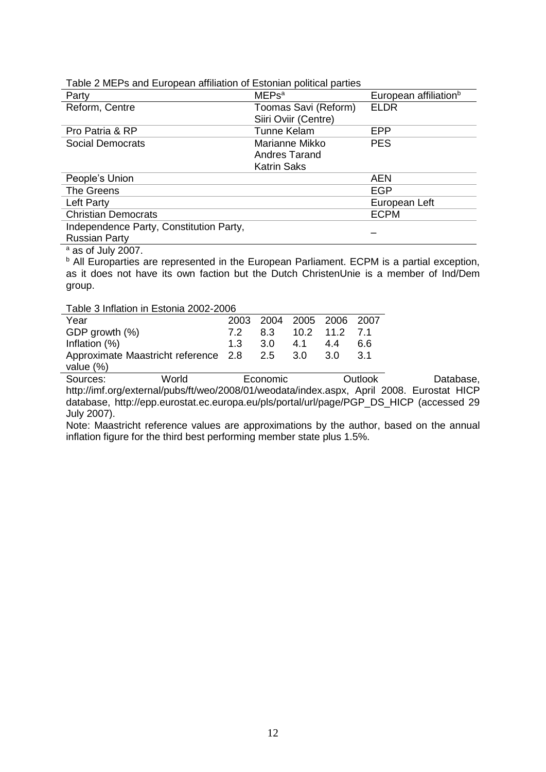Table 2 MEPs and European affiliation of Estonian political parties

| Party | MEPs[a] | European affiliation[b] |
|---|---|---|
| Reform, Centre | Toomas Savi (Reform)<br>Siiri Oviir (Centre) | ELDR |
| Pro Patria & RP | Tunne Kelam | EPP |
| Social Democrats | Marianne Mikko<br>Andres Tarand<br>Katrin Saks | PES |
| People's Union | | AEN |
| The Greens | | EGP |
| Left Party | | European Left |
| Christian Democrats | | ECPM |
| Independence Party, Constitution Party, Russian Party | | _ |

[a] as of July 2007.

[b] All Europarties are represented in the European Parliament. ECPM is a partial exception, as it does not have its own faction but the Dutch ChristenUnie is a member of Ind/Dem group.

Table 3 Inflation in Estonia 2002-2006

| Year | 2003 | 2004 | 2005 | 2006 | 2007 |
|---|---|---|---|---|---|
| GDP growth (%) | 7.2 | 8.3 | 10.2 | 11.2 | 7.1 |
| Inflation (%) | 1.3 | 3.0 | 4.1 | 4.4 | 6.6 |
| Approximate Maastricht reference value (%) | 2.8 | 2.5 | 3.0 | 3.0 | 3.1 |

Sources: World Economic Outlook Database, http://imf.org/external/pubs/ft/weo/2008/01/weodata/index.aspx, April 2008. Eurostat HICP database, http://epp.eurostat.ec.europa.eu/pls/portal/url/page/PGP_DS_HICP (accessed 29 July 2007).

Note: Maastricht reference values are approximations by the author, based on the annual inflation figure for the third best performing member state plus 1.5%.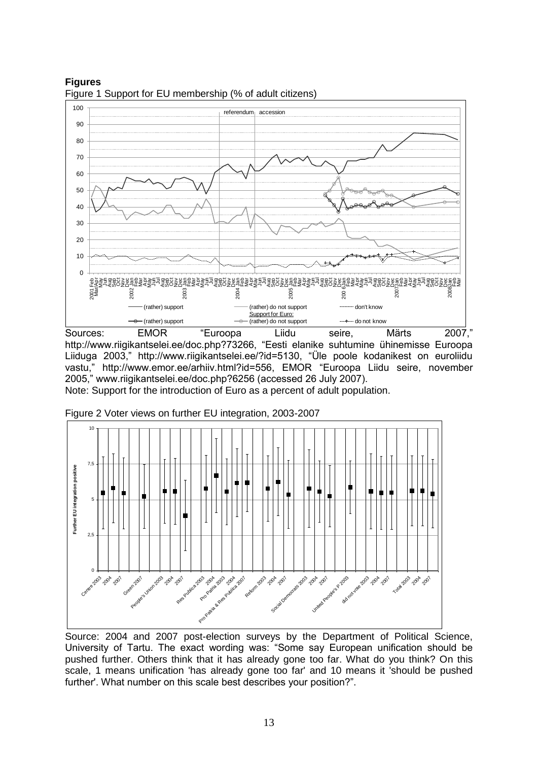**Figures**

Figure 1 Support for EU membership (% of adult citizens)

Sources: EMOR "Euroopa Liidu seire, Märts 2007," http://www.riigikantselei.ee/doc.php?73266, "Eesti elanike suhtumine ühinemisse Euroopa Liiduga 2003," http://www.riigikantselei.ee/?id=5130, "Üle poole kodanikest on euroliidu vastu," http://www.emor.ee/arhiiv.html?id=556, EMOR "Euroopa Liidu seire, november 2005," www.riigikantselei.ee/doc.php?6256 (accessed 26 July 2007).

Note: Support for the introduction of Euro as a percent of adult population.

Figure 2 Voter views on further EU integration, 2003-2007

Source: 2004 and 2007 post-election surveys by the Department of Political Science, University of Tartu. The exact wording was: "Some say European unification should be pushed further. Others think that it has already gone too far. What do you think? On this scale, 1 means unification 'has already gone too far' and 10 means it 'should be pushed further'. What number on this scale best describes your position?".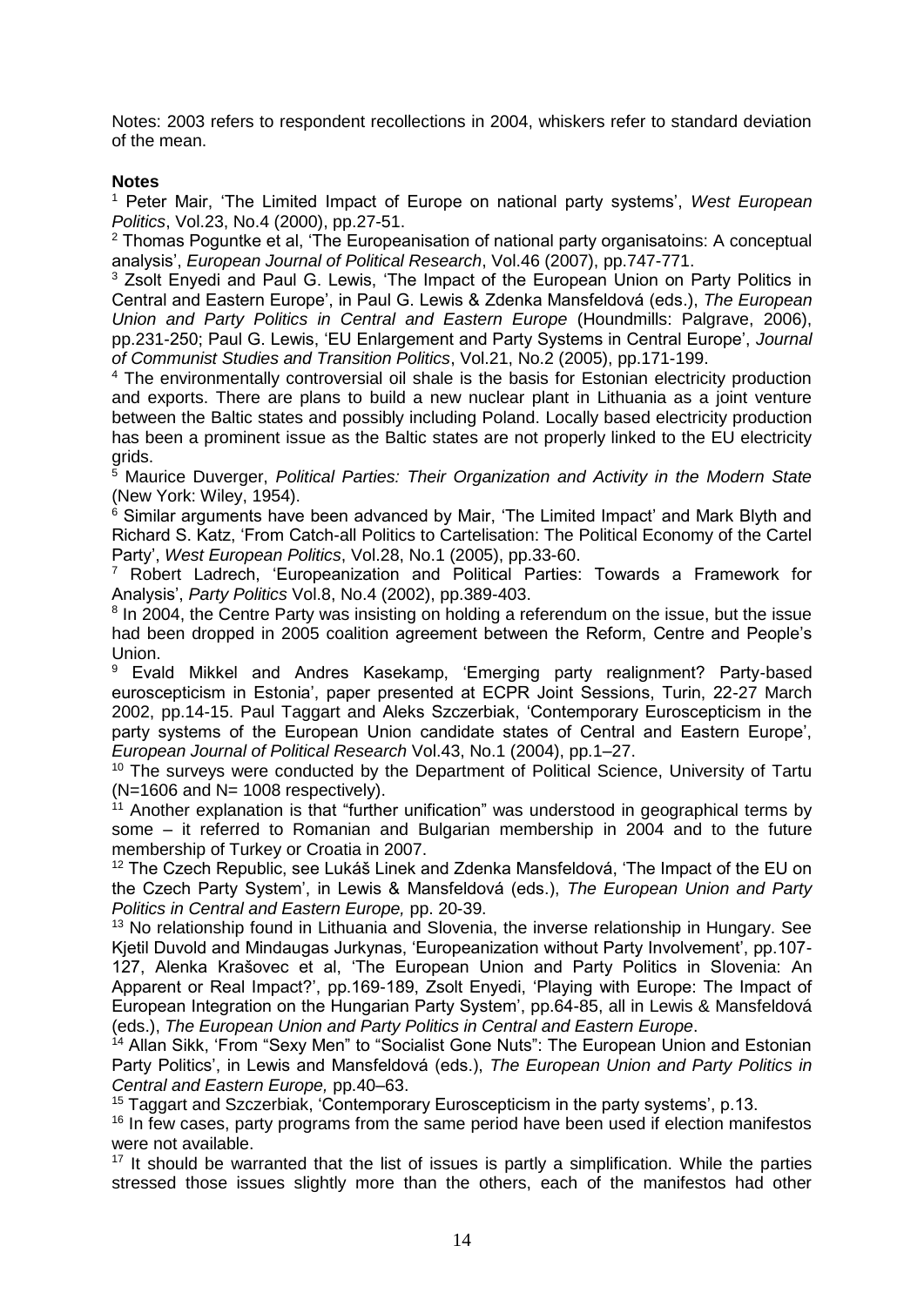Notes: 2003 refers to respondent recollections in 2004, whiskers refer to standard deviation of the mean.

**Notes**

[1] Peter Mair, 'The Limited Impact of Europe on national party systems', *West European Politics*, Vol.23, No.4 (2000), pp.27-51.

[2] Thomas Poguntke et al, 'The Europeanisation of national party organisatoins: A conceptual analysis', *European Journal of Political Research*, Vol.46 (2007), pp.747-771.

[3] Zsolt Enyedi and Paul G. Lewis, 'The Impact of the European Union on Party Politics in Central and Eastern Europe', in Paul G. Lewis & Zdenka Mansfeldová (eds.), *The European Union and Party Politics in Central and Eastern Europe* (Houndmills: Palgrave, 2006), pp.231-250; Paul G. Lewis, 'EU Enlargement and Party Systems in Central Europe', *Journal of Communist Studies and Transition Politics*, Vol.21, No.2 (2005), pp.171-199.

[4] The environmentally controversial oil shale is the basis for Estonian electricity production and exports. There are plans to build a new nuclear plant in Lithuania as a joint venture between the Baltic states and possibly including Poland. Locally based electricity production has been a prominent issue as the Baltic states are not properly linked to the EU electricity grids.

[5] Maurice Duverger, *Political Parties: Their Organization and Activity in the Modern State* (New York: Wiley, 1954).

[6] Similar arguments have been advanced by Mair, 'The Limited Impact' and Mark Blyth and Richard S. Katz, 'From Catch-all Politics to Cartelisation: The Political Economy of the Cartel Party', *West European Politics*, Vol.28, No.1 (2005), pp.33-60.

[7] Robert Ladrech, 'Europeanization and Political Parties: Towards a Framework for Analysis', *Party Politics* Vol.8, No.4 (2002), pp.389-403.

[8] In 2004, the Centre Party was insisting on holding a referendum on the issue, but the issue had been dropped in 2005 coalition agreement between the Reform, Centre and People's Union.

[9] Evald Mikkel and Andres Kasekamp, 'Emerging party realignment? Party-based euroscepticism in Estonia', paper presented at ECPR Joint Sessions, Turin, 22-27 March 2002, pp.14-15. Paul Taggart and Aleks Szczerbiak, 'Contemporary Euroscepticism in the party systems of the European Union candidate states of Central and Eastern Europe', *European Journal of Political Research* Vol.43, No.1 (2004), pp.1–27.

[10] The surveys were conducted by the Department of Political Science, University of Tartu (N=1606 and N= 1008 respectively).

[11] Another explanation is that "further unification" was understood in geographical terms by some – it referred to Romanian and Bulgarian membership in 2004 and to the future membership of Turkey or Croatia in 2007.

[12] The Czech Republic, see Lukáš Linek and Zdenka Mansfeldová, 'The Impact of the EU on the Czech Party System', in Lewis & Mansfeldová (eds.), *The European Union and Party Politics in Central and Eastern Europe,* pp. 20-39.

[13] No relationship found in Lithuania and Slovenia, the inverse relationship in Hungary. See Kjetil Duvold and Mindaugas Jurkynas, 'Europeanization without Party Involvement', pp.107-127, Alenka Krašovec et al, 'The European Union and Party Politics in Slovenia: An Apparent or Real Impact?', pp.169-189, Zsolt Enyedi, 'Playing with Europe: The Impact of European Integration on the Hungarian Party System', pp.64-85, all in Lewis & Mansfeldová (eds.), *The European Union and Party Politics in Central and Eastern Europe*.

[14] Allan Sikk, 'From "Sexy Men" to "Socialist Gone Nuts": The European Union and Estonian Party Politics', in Lewis and Mansfeldová (eds.), *The European Union and Party Politics in Central and Eastern Europe,* pp.40–63.

[15] Taggart and Szczerbiak, 'Contemporary Euroscepticism in the party systems', p.13.

[16] In few cases, party programs from the same period have been used if election manifestos were not available.

[17] It should be warranted that the list of issues is partly a simplification. While the parties stressed those issues slightly more than the others, each of the manifestos had other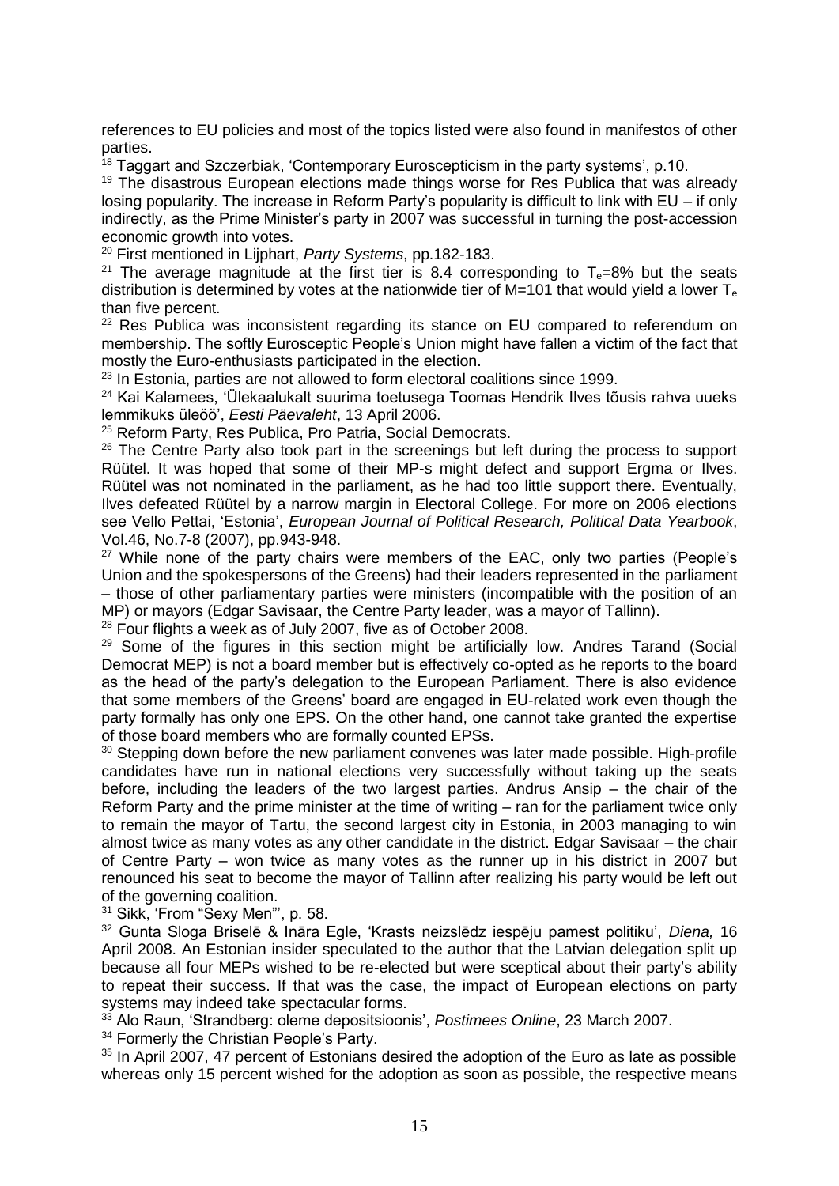references to EU policies and most of the topics listed were also found in manifestos of other parties.

[18] Taggart and Szczerbiak, 'Contemporary Euroscepticism in the party systems', p.10.

[19] The disastrous European elections made things worse for Res Publica that was already losing popularity. The increase in Reform Party's popularity is difficult to link with EU – if only indirectly, as the Prime Minister's party in 2007 was successful in turning the post-accession economic growth into votes.

[20] First mentioned in Lijphart, *Party Systems*, pp.182-183.

[21] The average magnitude at the first tier is 8.4 corresponding to $T_e$=8% but the seats distribution is determined by votes at the nationwide tier of M=101 that would yield a lower $T_e$ than five percent.

[22] Res Publica was inconsistent regarding its stance on EU compared to referendum on membership. The softly Eurosceptic People's Union might have fallen a victim of the fact that mostly the Euro-enthusiasts participated in the election.

[23] In Estonia, parties are not allowed to form electoral coalitions since 1999.

[24] Kai Kalamees, 'Ülekaalukalt suurima toetusega Toomas Hendrik Ilves tõusis rahva uueks lemmikuks üleöö', *Eesti Päevaleht*, 13 April 2006.

[25] Reform Party, Res Publica, Pro Patria, Social Democrats.

[26] The Centre Party also took part in the screenings but left during the process to support Rüütel. It was hoped that some of their MP-s might defect and support Ergma or Ilves. Rüütel was not nominated in the parliament, as he had too little support there. Eventually, Ilves defeated Rüütel by a narrow margin in Electoral College. For more on 2006 elections see Vello Pettai, 'Estonia', *European Journal of Political Research, Political Data Yearbook*, Vol.46, No.7-8 (2007), pp.943-948.

[27] While none of the party chairs were members of the EAC, only two parties (People's Union and the spokespersons of the Greens) had their leaders represented in the parliament – those of other parliamentary parties were ministers (incompatible with the position of an MP) or mayors (Edgar Savisaar, the Centre Party leader, was a mayor of Tallinn).

[28] Four flights a week as of July 2007, five as of October 2008.

[29] Some of the figures in this section might be artificially low. Andres Tarand (Social Democrat MEP) is not a board member but is effectively co-opted as he reports to the board as the head of the party's delegation to the European Parliament. There is also evidence that some members of the Greens' board are engaged in EU-related work even though the party formally has only one EPS. On the other hand, one cannot take granted the expertise of those board members who are formally counted EPSs.

[30] Stepping down before the new parliament convenes was later made possible. High-profile candidates have run in national elections very successfully without taking up the seats before, including the leaders of the two largest parties. Andrus Ansip – the chair of the Reform Party and the prime minister at the time of writing – ran for the parliament twice only to remain the mayor of Tartu, the second largest city in Estonia, in 2003 managing to win almost twice as many votes as any other candidate in the district. Edgar Savisaar – the chair of Centre Party – won twice as many votes as the runner up in his district in 2007 but renounced his seat to become the mayor of Tallinn after realizing his party would be left out of the governing coalition.

[31] Sikk, 'From "Sexy Men"', p. 58.

[32] Gunta Sloga Briselē & Ināra Egle, 'Krasts neizslēdz iespēju pamest politiku', *Diena,* 16 April 2008. An Estonian insider speculated to the author that the Latvian delegation split up because all four MEPs wished to be re-elected but were sceptical about their party's ability to repeat their success. If that was the case, the impact of European elections on party systems may indeed take spectacular forms.

[33] Alo Raun, 'Strandberg: oleme depositsioonis', *Postimees Online*, 23 March 2007.

[34] Formerly the Christian People's Party.

[35] In April 2007, 47 percent of Estonians desired the adoption of the Euro as late as possible whereas only 15 percent wished for the adoption as soon as possible, the respective means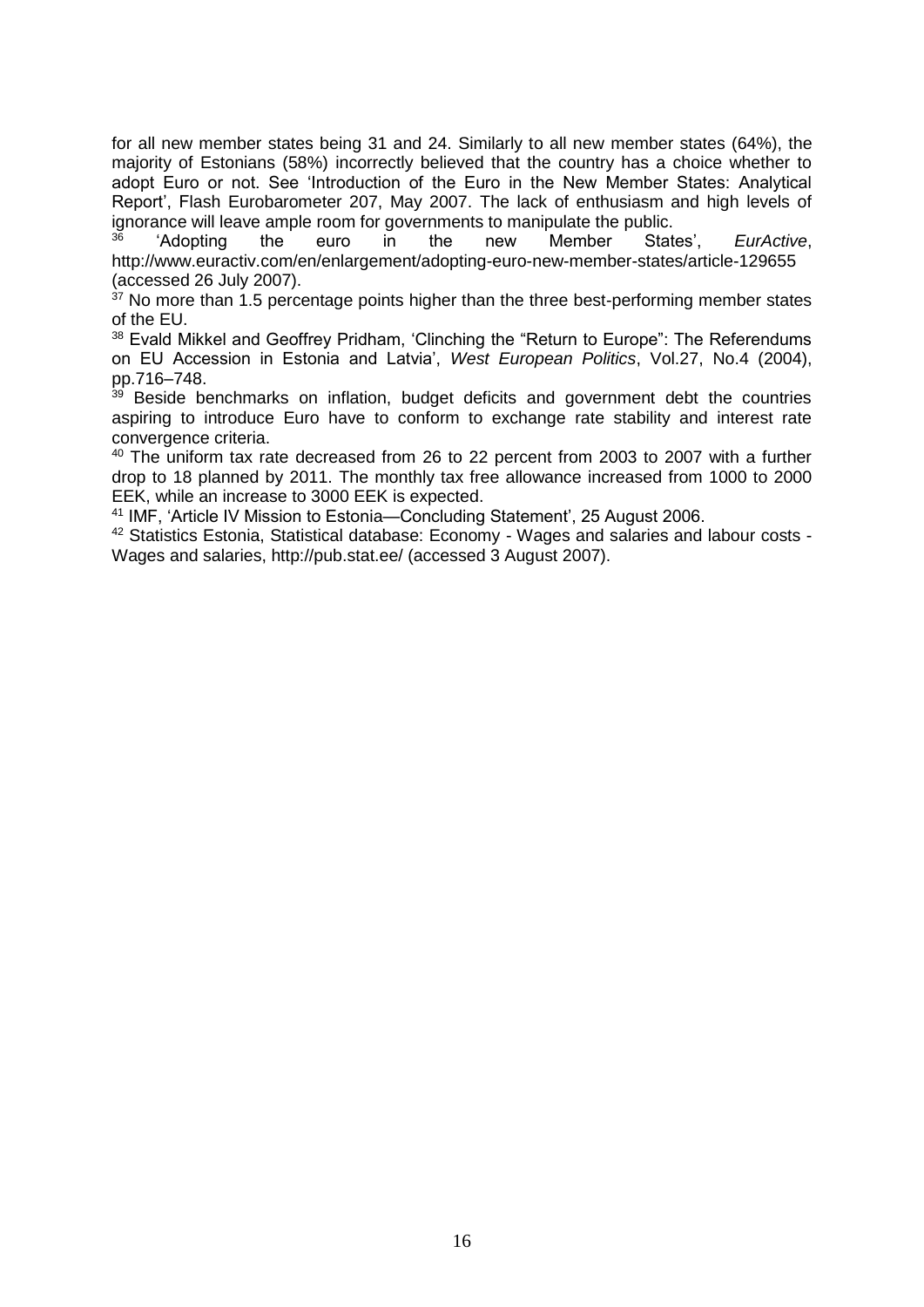for all new member states being 31 and 24. Similarly to all new member states (64%), the majority of Estonians (58%) incorrectly believed that the country has a choice whether to adopt Euro or not. See 'Introduction of the Euro in the New Member States: Analytical Report', Flash Eurobarometer 207, May 2007. The lack of enthusiasm and high levels of ignorance will leave ample room for governments to manipulate the public.

[36] 'Adopting the euro in the new Member States', *EurActive*, http://www.euractiv.com/en/enlargement/adopting-euro-new-member-states/article-129655 (accessed 26 July 2007).

[37] No more than 1.5 percentage points higher than the three best-performing member states of the EU.

[38] Evald Mikkel and Geoffrey Pridham, 'Clinching the "Return to Europe": The Referendums on EU Accession in Estonia and Latvia', *West European Politics*, Vol.27, No.4 (2004), pp.716–748.

[39] Beside benchmarks on inflation, budget deficits and government debt the countries aspiring to introduce Euro have to conform to exchange rate stability and interest rate convergence criteria.

[40] The uniform tax rate decreased from 26 to 22 percent from 2003 to 2007 with a further drop to 18 planned by 2011. The monthly tax free allowance increased from 1000 to 2000 EEK, while an increase to 3000 EEK is expected.

[41] IMF, 'Article IV Mission to Estonia—Concluding Statement', 25 August 2006.

[42] Statistics Estonia, Statistical database: Economy - Wages and salaries and labour costs - Wages and salaries, http://pub.stat.ee/ (accessed 3 August 2007).